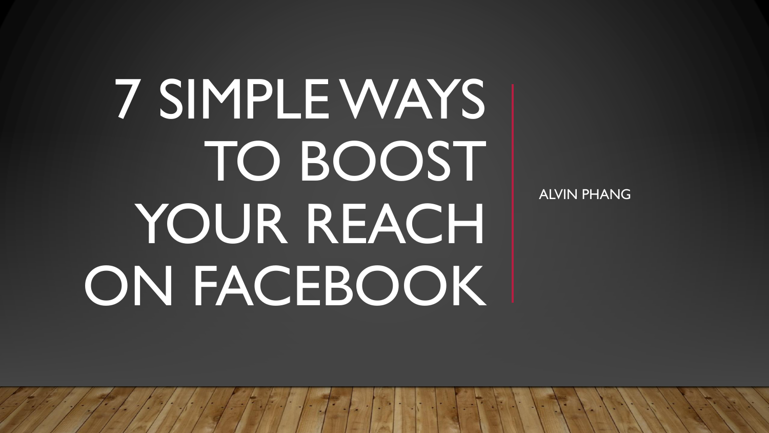# 7 SIMPLE WAYS TO BOOST YOUR REACH ON FACEBOOK

ALVIN PHANG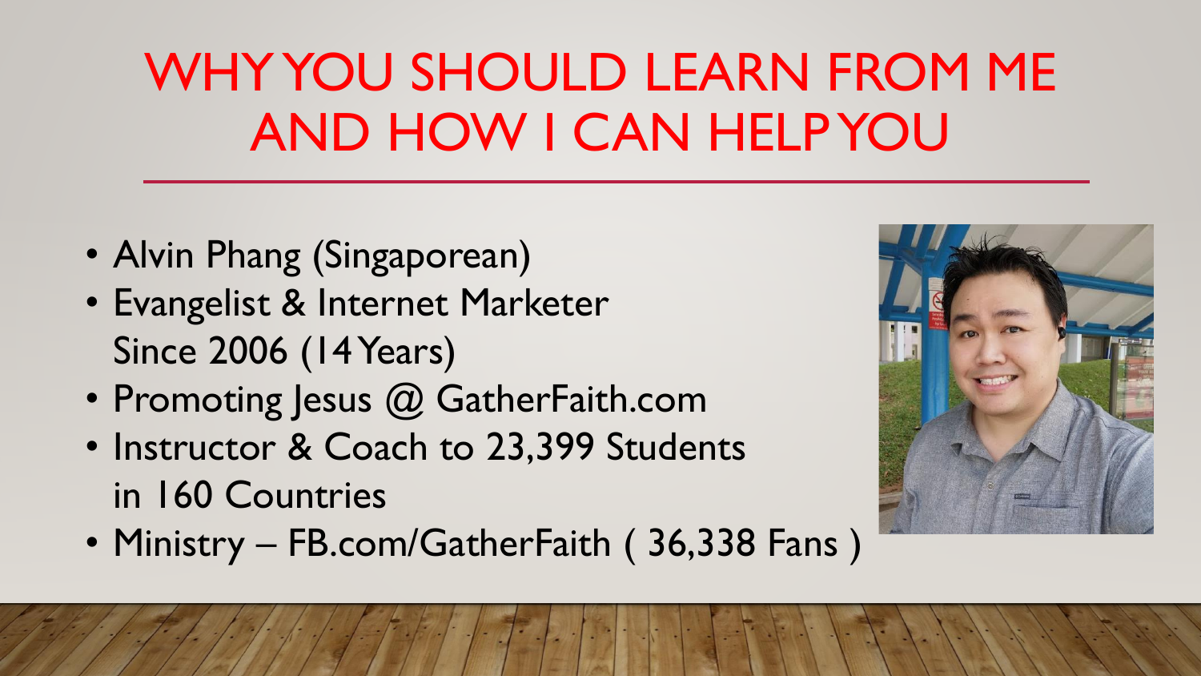# WHY YOU SHOULD LEARN FROM ME AND HOW I CAN HELP YOU

- Alvin Phang (Singaporean)
- Evangelist & Internet Marketer Since 2006 (14 Years)
- Promoting Jesus @ GatherFaith.com
- Instructor & Coach to 23,399 Students in 160 Countries
- Ministry – FB.com/GatherFaith ( 36,338 Fans )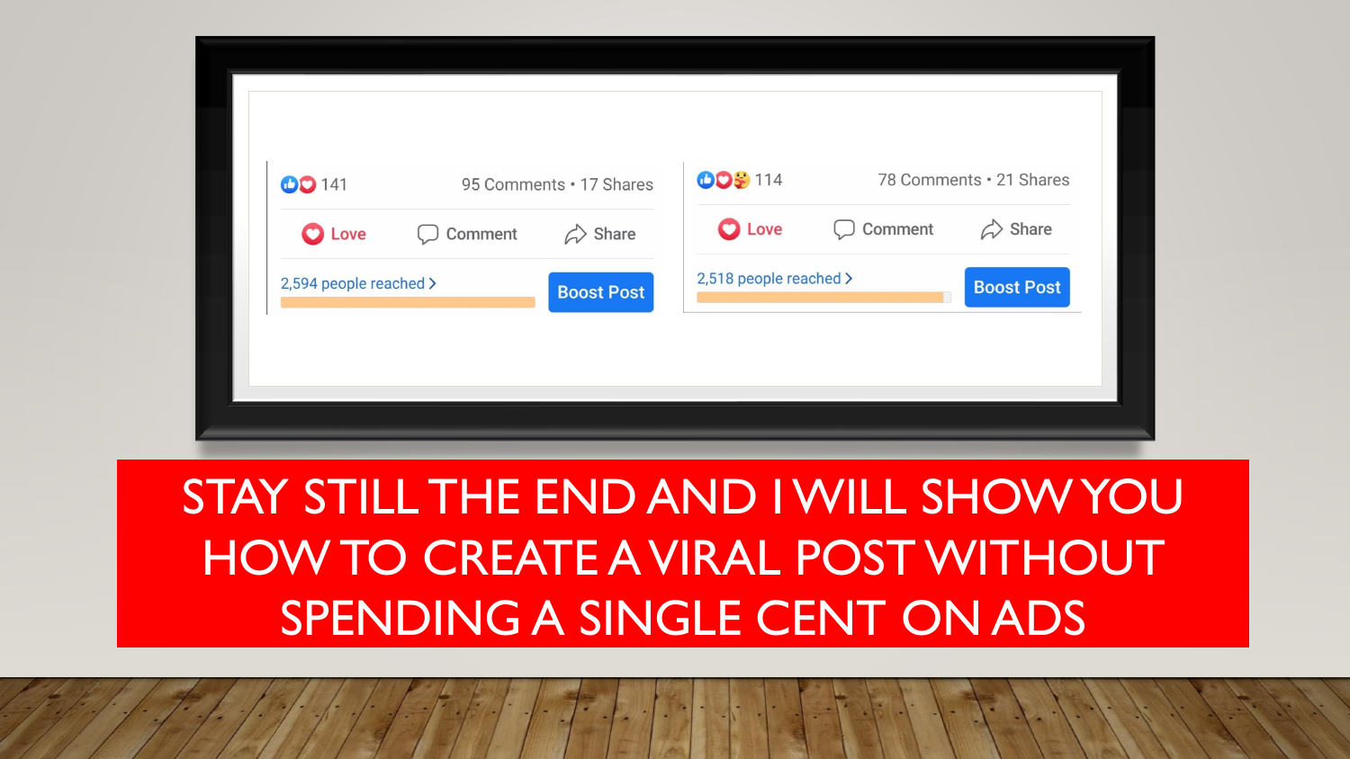141 95 Comments • 17 Shares

Love Comment Share

2,594 people reached

Boost Post

114 78 Comments • 21 Shares

Love Comment Share

2,518 people reached

Boost Post

STAY STILL THE END AND I WILL SHOW YOU HOW TO CREATE A VIRAL POST WITHOUT SPENDING A SINGLE CENT ON ADS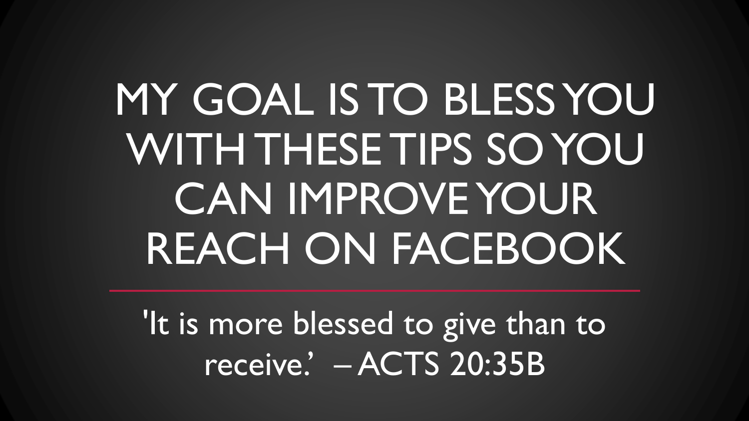# MY GOAL IS TO BLESS YOU WITH THESE TIPS SO YOU CAN IMPROVE YOUR REACH ON FACEBOOK

'It is more blessed to give than to receive.' – ACTS 20:35B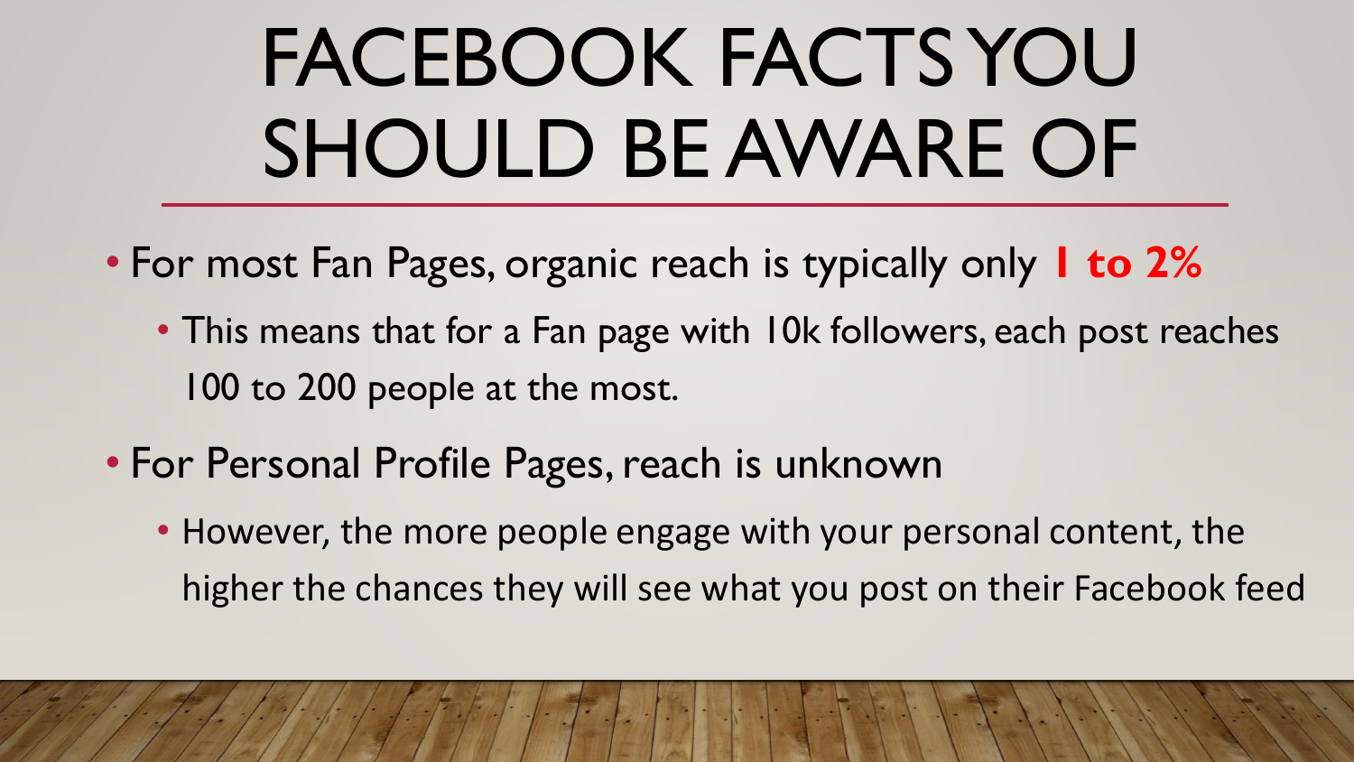# FACEBOOK FACTS YOU SHOULD BE AWARE OF

- For most Fan Pages, organic reach is typically only **1 to 2%**
  - This means that for a Fan page with 10k followers, each post reaches 100 to 200 people at the most.
- For Personal Profile Pages, reach is unknown
  - However, the more people engage with your personal content, the higher the chances they will see what you post on their Facebook feed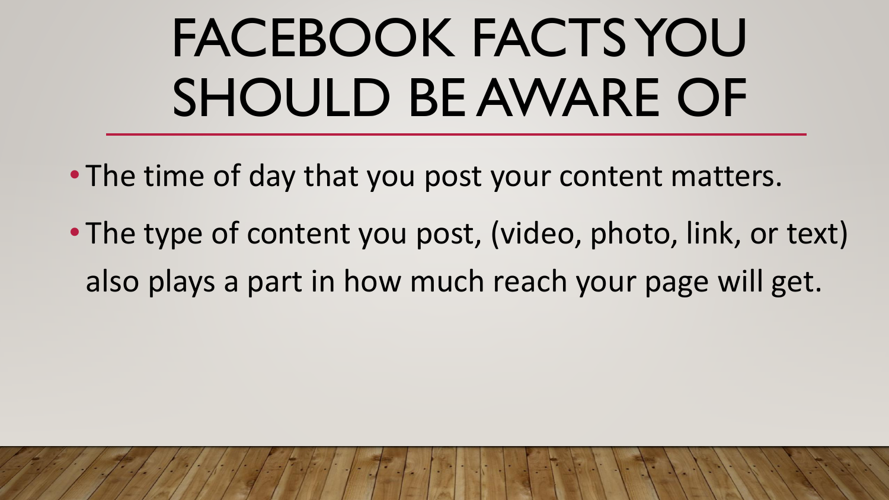# FACEBOOK FACTS YOU SHOULD BE AWARE OF

- The time of day that you post your content matters.
- The type of content you post, (video, photo, link, or text) also plays a part in how much reach your page will get.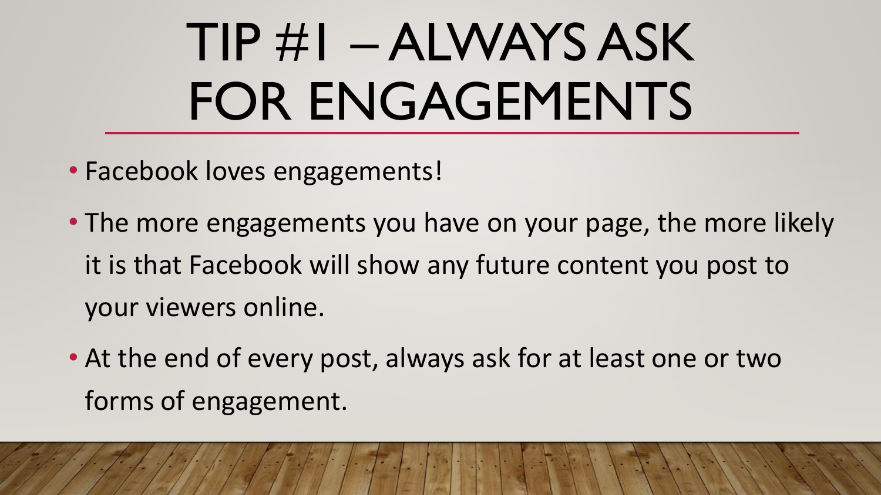# TIP #1 – ALWAYS ASK FOR ENGAGEMENTS

- Facebook loves engagements!
- The more engagements you have on your page, the more likely it is that Facebook will show any future content you post to your viewers online.
- At the end of every post, always ask for at least one or two forms of engagement.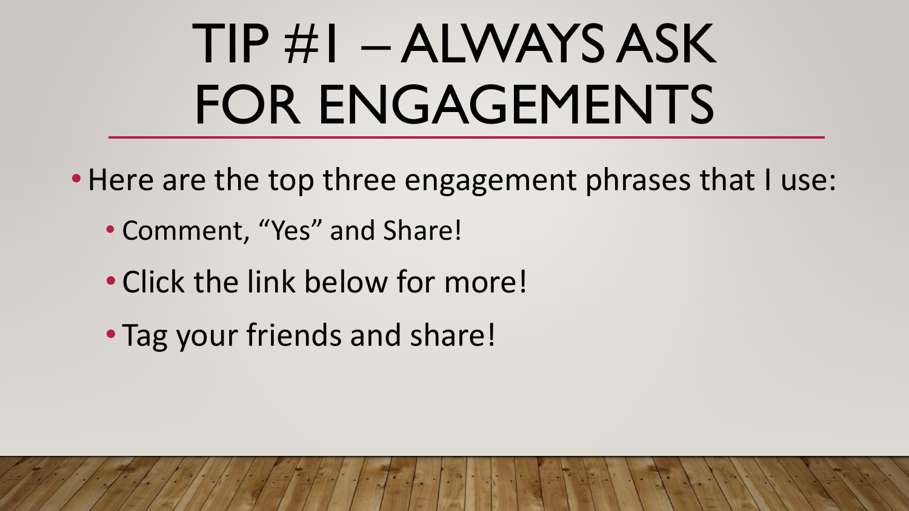# TIP #1 – ALWAYS ASK FOR ENGAGEMENTS

- Here are the top three engagement phrases that I use:
  - Comment, "Yes" and Share!
  - Click the link below for more!
  - Tag your friends and share!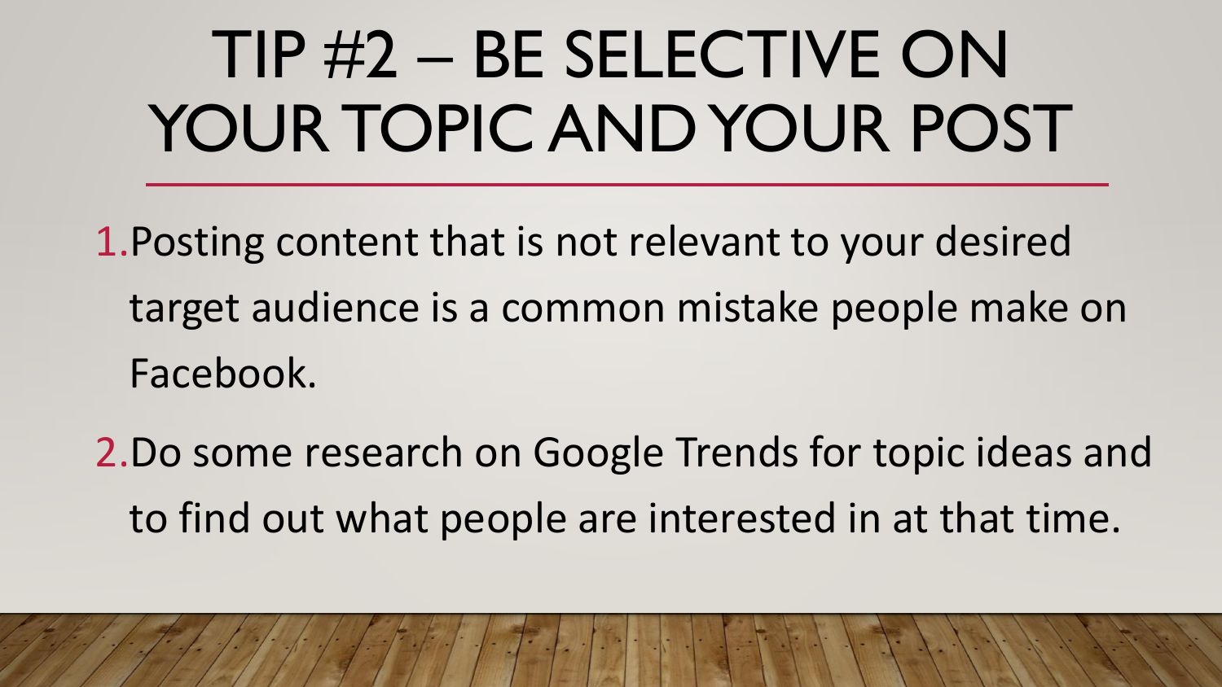# TIP #2 – BE SELECTIVE ON YOUR TOPIC AND YOUR POST

1. Posting content that is not relevant to your desired target audience is a common mistake people make on Facebook.
2. Do some research on Google Trends for topic ideas and to find out what people are interested in at that time.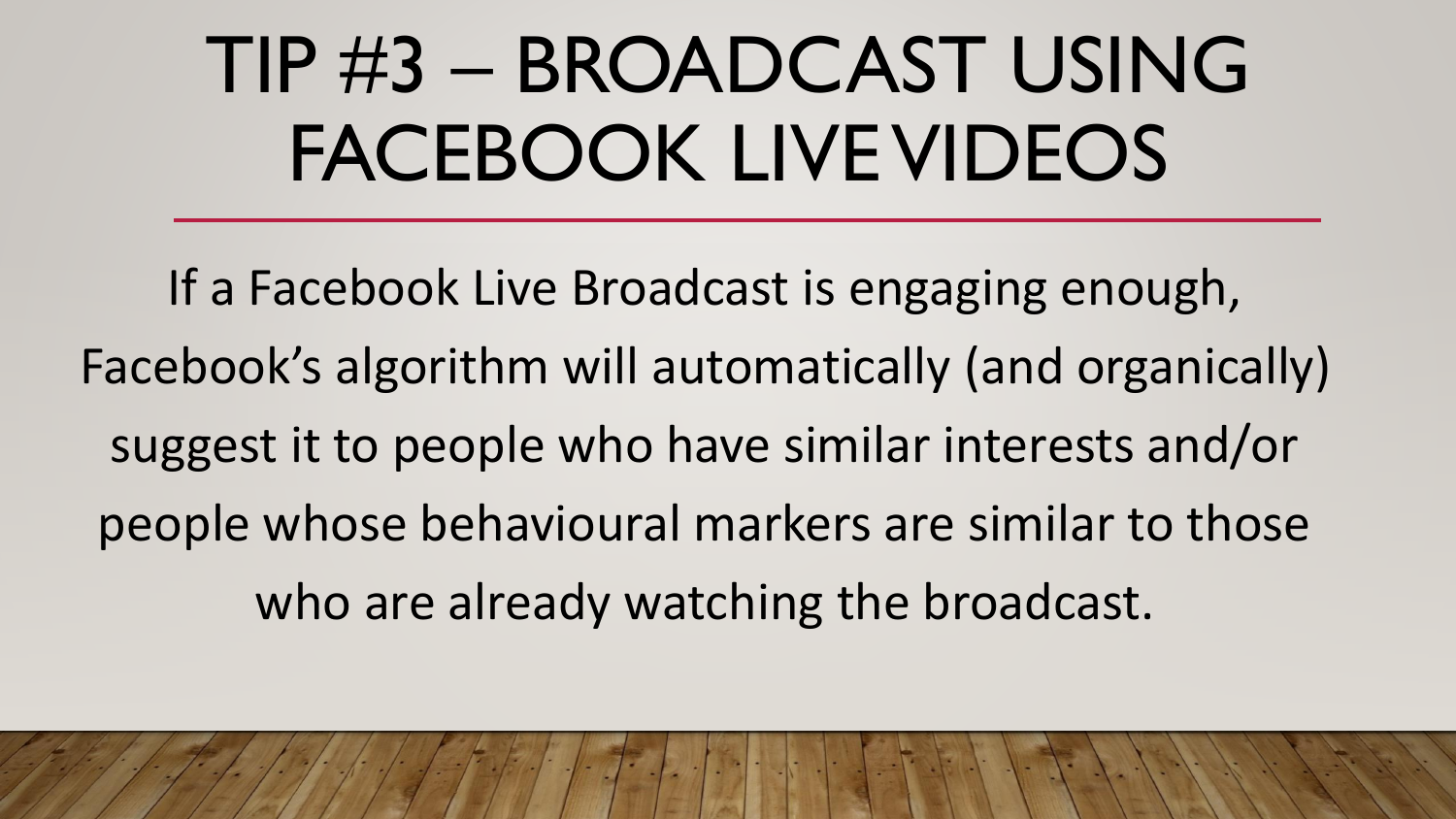# TIP #3 – BROADCAST USING FACEBOOK LIVE VIDEOS

If a Facebook Live Broadcast is engaging enough, Facebook's algorithm will automatically (and organically) suggest it to people who have similar interests and/or people whose behavioural markers are similar to those who are already watching the broadcast.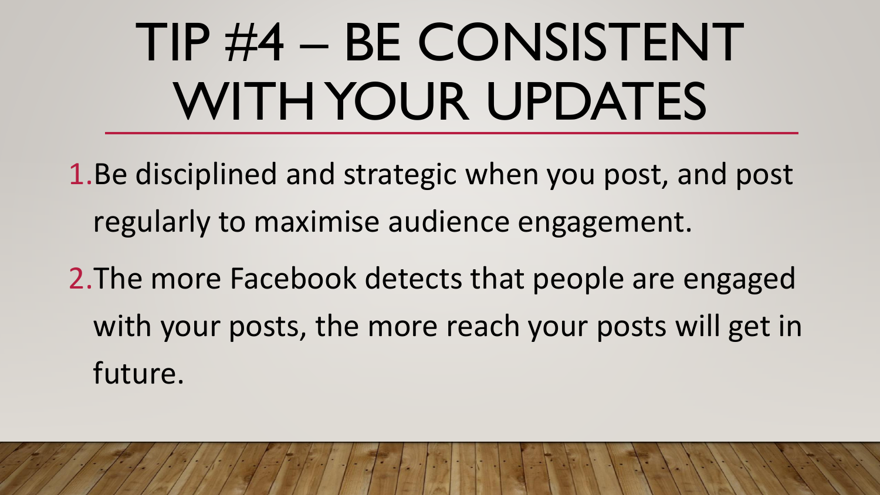# TIP #4 – BE CONSISTENT WITH YOUR UPDATES

1. Be disciplined and strategic when you post, and post regularly to maximise audience engagement.
2. The more Facebook detects that people are engaged with your posts, the more reach your posts will get in future.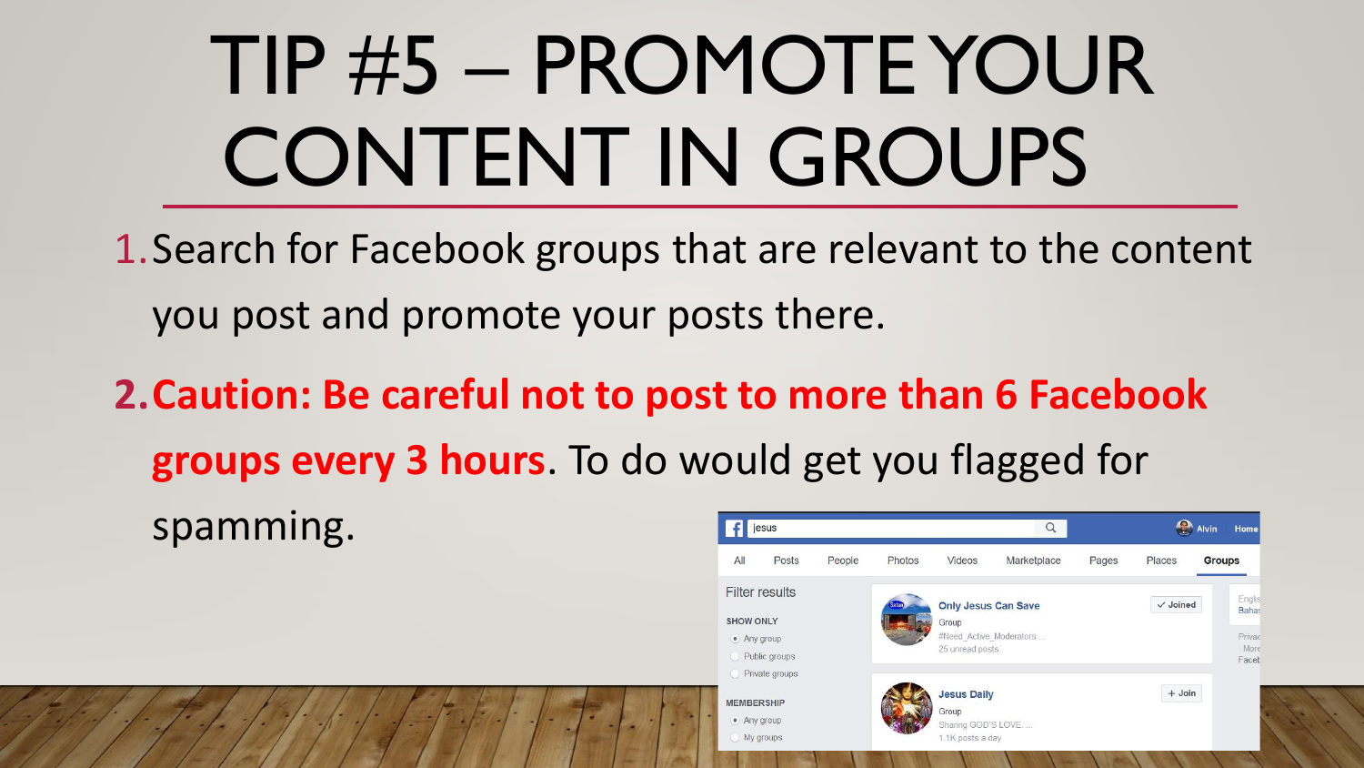# TIP #5 – PROMOTE YOUR CONTENT IN GROUPS

1. Search for Facebook groups that are relevant to the content you post and promote your posts there.
2. **Caution: Be careful not to post to more than 6 Facebook groups every 3 hours**. To do would get you flagged for spamming.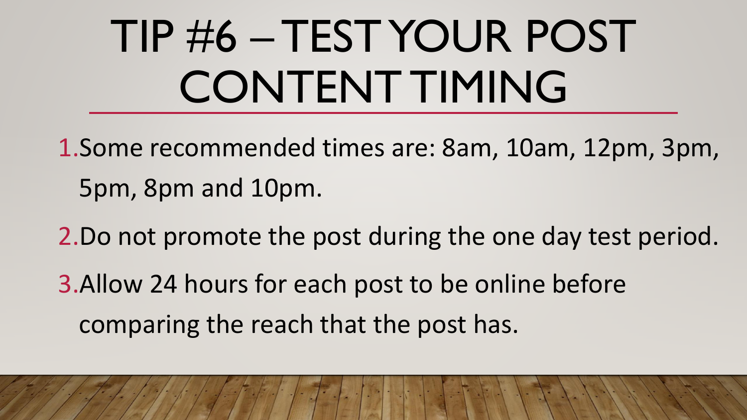# TIP #6 – TEST YOUR POST CONTENT TIMING

1. Some recommended times are: 8am, 10am, 12pm, 3pm, 5pm, 8pm and 10pm.
2. Do not promote the post during the one day test period.
3. Allow 24 hours for each post to be online before comparing the reach that the post has.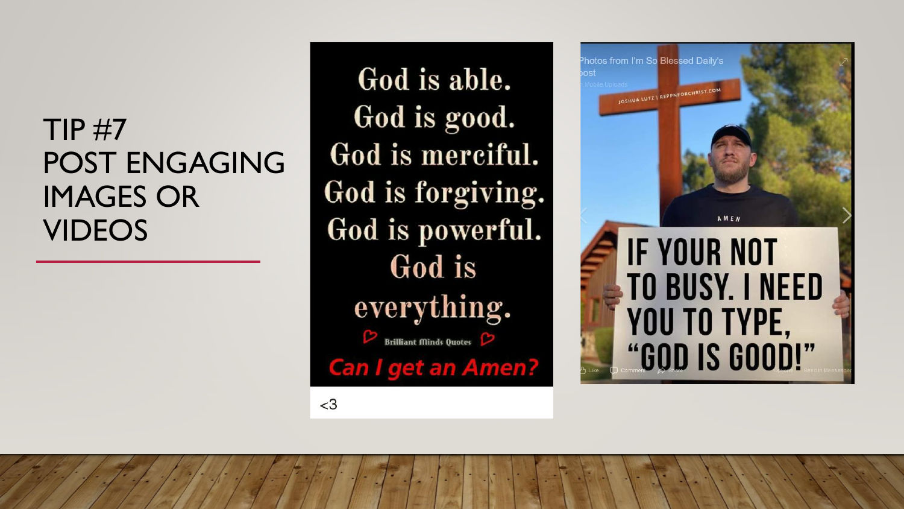# TIP #7 POST ENGAGING IMAGES OR VIDEOS

God is able.
God is good.
God is merciful.
God is forgiving.
God is powerful.
God is everything.

Brilliant Minds Quotes

Can I get an Amen?

<3

Photos from I'm So Blessed Daily's post

Mobile Uploads

JOSHUA LUTZ | REPPNFORCHRIST.COM

AMEN

IF YOUR NOT TO BUSY. I NEED YOU TO TYPE, "GOD IS GOOD!"

Like Comment Share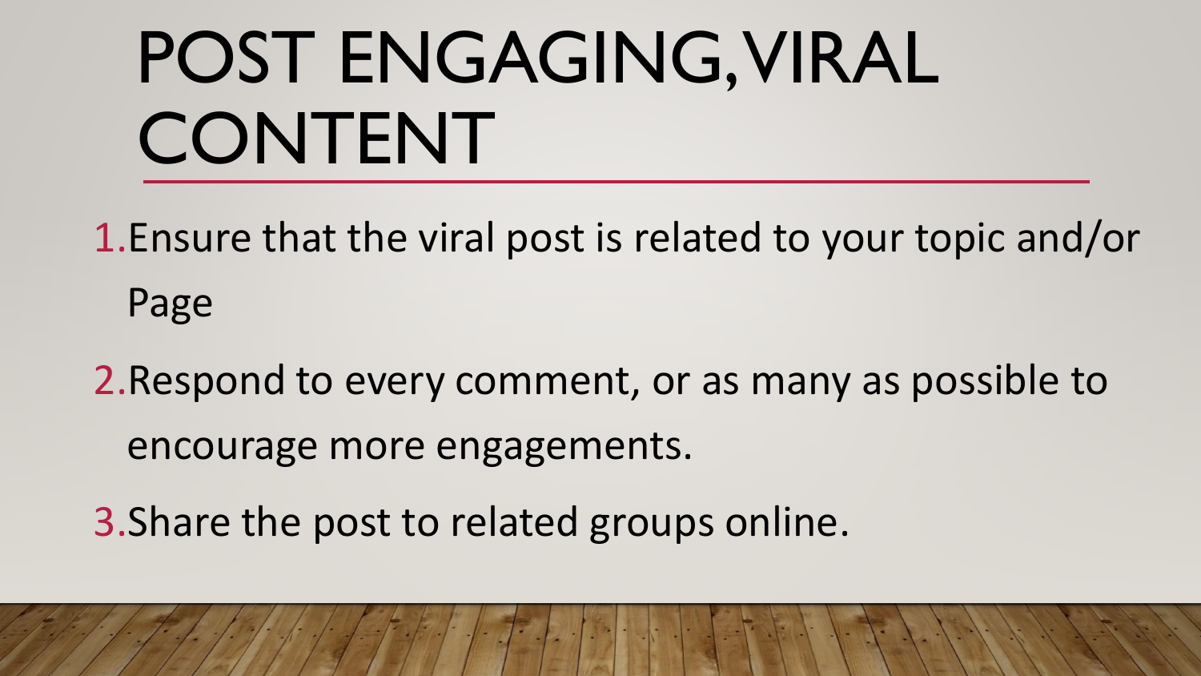# POST ENGAGING, VIRAL CONTENT

1. Ensure that the viral post is related to your topic and/or Page
2. Respond to every comment, or as many as possible to encourage more engagements.
3. Share the post to related groups online.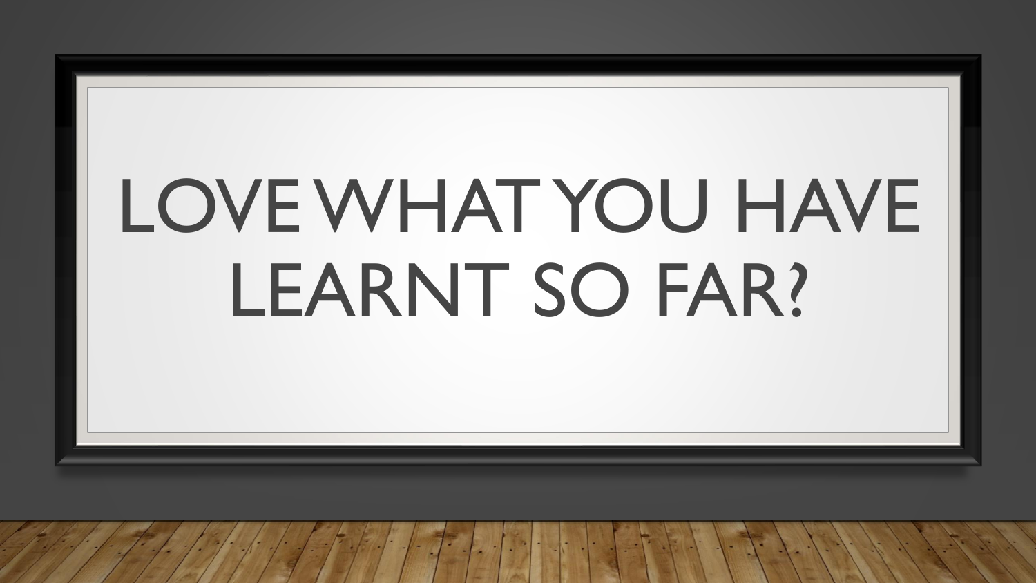# LOVE WHAT YOU HAVE LEARNT SO FAR?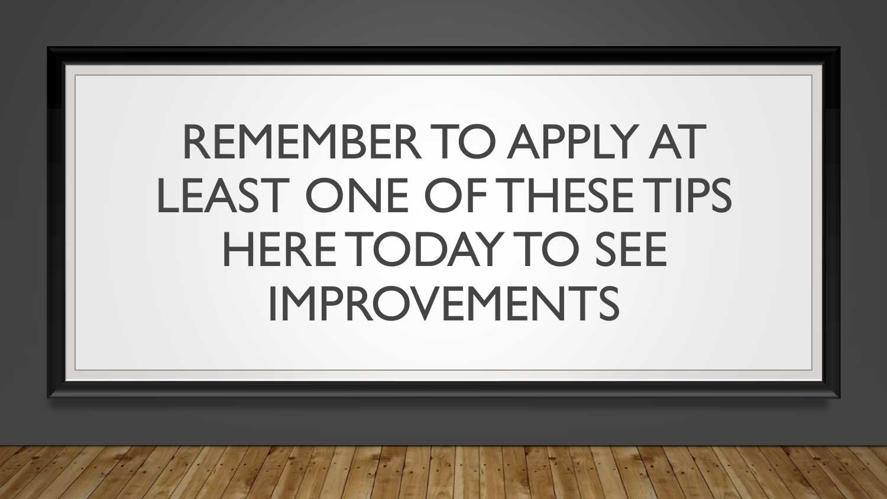# REMEMBER TO APPLY AT LEAST ONE OF THESE TIPS HERE TODAY TO SEE IMPROVEMENTS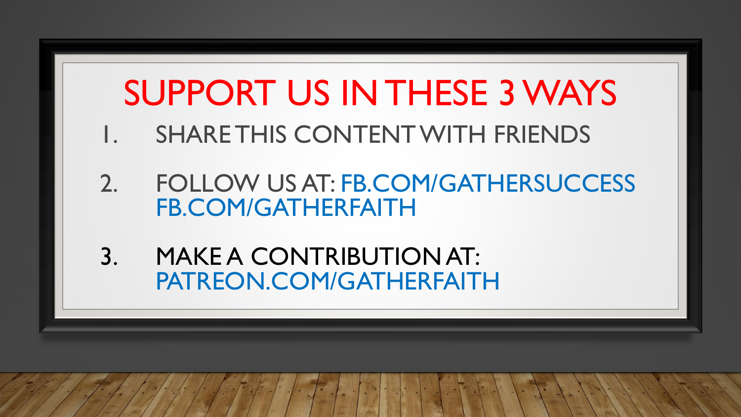# SUPPORT US IN THESE 3 WAYS

1. SHARE THIS CONTENT WITH FRIENDS
2. FOLLOW US AT: FB.COM/GATHERSUCCESS
   FB.COM/GATHERFAITH
3. MAKE A CONTRIBUTION AT:
   PATREON.COM/GATHERFAITH